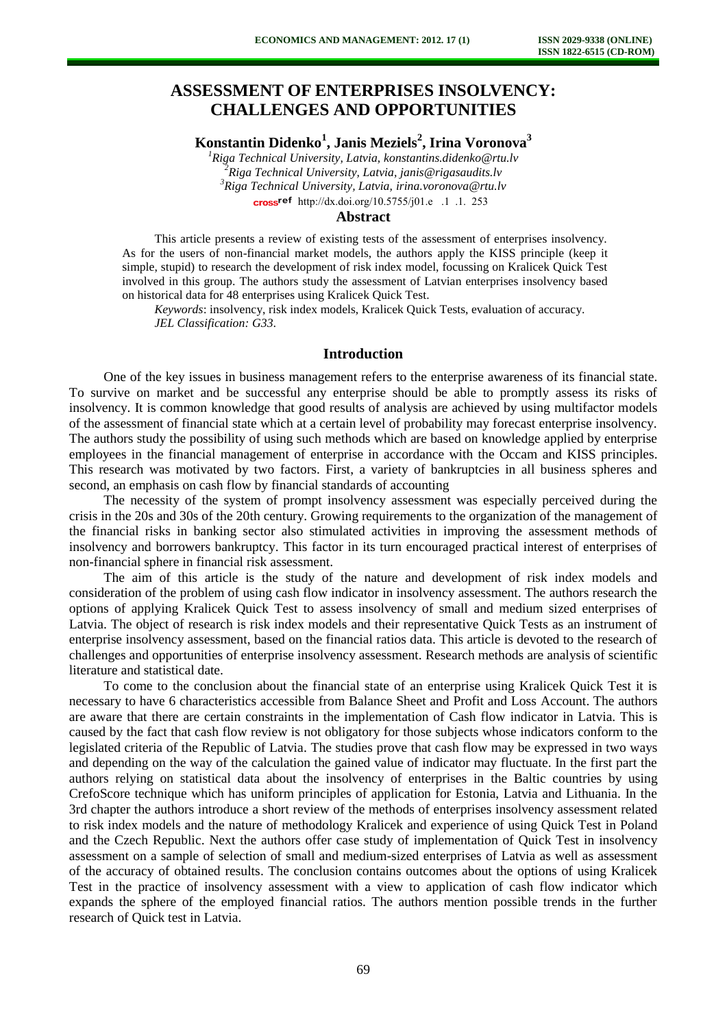# ASSESSMENT OF ENTERPRISES INSOLVENCY: CHALLENGES AND OPPORTUNITIES

**Konstantin Didenko[1], Janis Meziels[2], Irina Voronova[3]**

[1]*Riga Technical University, Latvia, konstantins.didenko@rtu.lv*
[2]*Riga Technical University, Latvia, janis@rigasaudits.lv*
[3]*Riga Technical University, Latvia, irina.voronova@rtu.lv*

http://dx.doi.org/10.5755/j01.e .1 .1. 253

## Abstract

This article presents a review of existing tests of the assessment of enterprises insolvency. As for the users of non-financial market models, the authors apply the KISS principle (keep it simple, stupid) to research the development of risk index model, focussing on Kralicek Quick Test involved in this group. The authors study the assessment of Latvian enterprises insolvency based on historical data for 48 enterprises using Kralicek Quick Test.

*Keywords*: insolvency, risk index models, Kralicek Quick Tests, evaluation of accuracy.
*JEL Classification: G33*.

## Introduction

One of the key issues in business management refers to the enterprise awareness of its financial state. To survive on market and be successful any enterprise should be able to promptly assess its risks of insolvency. It is common knowledge that good results of analysis are achieved by using multifactor models of the assessment of financial state which at a certain level of probability may forecast enterprise insolvency. The authors study the possibility of using such methods which are based on knowledge applied by enterprise employees in the financial management of enterprise in accordance with the Occam and KISS principles. This research was motivated by two factors. First, a variety of bankruptcies in all business spheres and second, an emphasis on cash flow by financial standards of accounting

The necessity of the system of prompt insolvency assessment was especially perceived during the crisis in the 20s and 30s of the 20th century. Growing requirements to the organization of the management of the financial risks in banking sector also stimulated activities in improving the assessment methods of insolvency and borrowers bankruptcy. This factor in its turn encouraged practical interest of enterprises of non-financial sphere in financial risk assessment.

The aim of this article is the study of the nature and development of risk index models and consideration of the problem of using cash flow indicator in insolvency assessment. The authors research the options of applying Kralicek Quick Test to assess insolvency of small and medium sized enterprises of Latvia. The object of research is risk index models and their representative Quick Tests as an instrument of enterprise insolvency assessment, based on the financial ratios data. This article is devoted to the research of challenges and opportunities of enterprise insolvency assessment. Research methods are analysis of scientific literature and statistical date.

To come to the conclusion about the financial state of an enterprise using Kralicek Quick Test it is necessary to have 6 characteristics accessible from Balance Sheet and Profit and Loss Account. The authors are aware that there are certain constraints in the implementation of Cash flow indicator in Latvia. This is caused by the fact that cash flow review is not obligatory for those subjects whose indicators conform to the legislated criteria of the Republic of Latvia. The studies prove that cash flow may be expressed in two ways and depending on the way of the calculation the gained value of indicator may fluctuate. In the first part the authors relying on statistical data about the insolvency of enterprises in the Baltic countries by using CrefoScore technique which has uniform principles of application for Estonia, Latvia and Lithuania. In the 3rd chapter the authors introduce a short review of the methods of enterprises insolvency assessment related to risk index models and the nature of methodology Kralicek and experience of using Quick Test in Poland and the Czech Republic. Next the authors offer case study of implementation of Quick Test in insolvency assessment on a sample of selection of small and medium-sized enterprises of Latvia as well as assessment of the accuracy of obtained results. The conclusion contains outcomes about the options of using Kralicek Test in the practice of insolvency assessment with a view to application of cash flow indicator which expands the sphere of the employed financial ratios. The authors mention possible trends in the further research of Quick test in Latvia.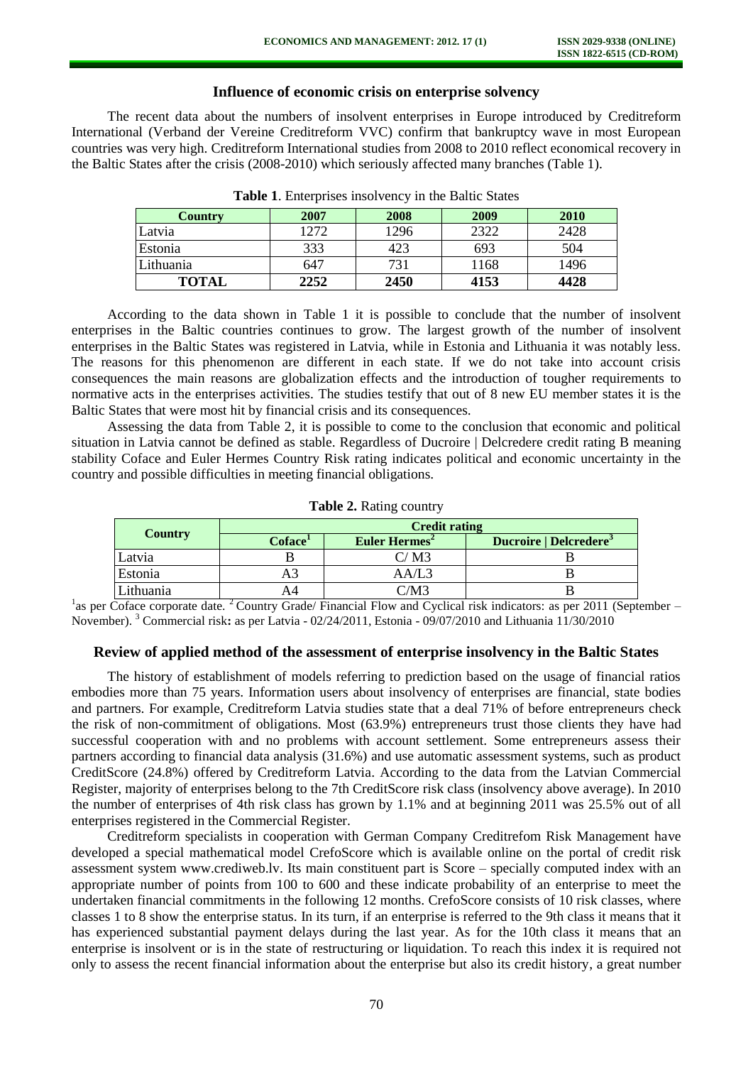## Influence of economic crisis on enterprise solvency

The recent data about the numbers of insolvent enterprises in Europe introduced by Creditreform International (Verband der Vereine Creditreform VVC) confirm that bankruptcy wave in most European countries was very high. Creditreform International studies from 2008 to 2010 reflect economical recovery in the Baltic States after the crisis (2008-2010) which seriously affected many branches (Table 1).

**Table 1**. Enterprises insolvency in the Baltic States

| Country | 2007 | 2008 | 2009 | 2010 |
|---|---|---|---|---|
| Latvia | 1272 | 1296 | 2322 | 2428 |
| Estonia | 333 | 423 | 693 | 504 |
| Lithuania | 647 | 731 | 1168 | 1496 |
| **TOTAL** | **2252** | **2450** | **4153** | **4428** |

According to the data shown in Table 1 it is possible to conclude that the number of insolvent enterprises in the Baltic countries continues to grow. The largest growth of the number of insolvent enterprises in the Baltic States was registered in Latvia, while in Estonia and Lithuania it was notably less. The reasons for this phenomenon are different in each state. If we do not take into account crisis consequences the main reasons are globalization effects and the introduction of tougher requirements to normative acts in the enterprises activities. The studies testify that out of 8 new EU member states it is the Baltic States that were most hit by financial crisis and its consequences.

Assessing the data from Table 2, it is possible to come to the conclusion that economic and political situation in Latvia cannot be defined as stable. Regardless of Ducroire | Delcredere credit rating B meaning stability Coface and Euler Hermes Country Risk rating indicates political and economic uncertainty in the country and possible difficulties in meeting financial obligations.

**Table 2.** Rating country

| Country | Credit rating | | |
|---|---|---|---|
| | Coface[1] | Euler Hermes[2] | Ducroire \| Delcredere[3] |
| Latvia | B | C/ M3 | B |
| Estonia | A3 | AA/L3 | B |
| Lithuania | A4 | C/M3 | B |

[1]as per Coface corporate date. [2] Country Grade/ Financial Flow and Cyclical risk indicators: as per 2011 (September – November). [3] Commercial risk**:** as per Latvia - 02/24/2011, Estonia - 09/07/2010 and Lithuania 11/30/2010

## Review of applied method of the assessment of enterprise insolvency in the Baltic States

The history of establishment of models referring to prediction based on the usage of financial ratios embodies more than 75 years. Information users about insolvency of enterprises are financial, state bodies and partners. For example, Creditreform Latvia studies state that a deal 71% of before entrepreneurs check the risk of non-commitment of obligations. Most (63.9%) entrepreneurs trust those clients they have had successful cooperation with and no problems with account settlement. Some entrepreneurs assess their partners according to financial data analysis (31.6%) and use automatic assessment systems, such as product CreditScore (24.8%) offered by Creditreform Latvia. According to the data from the Latvian Commercial Register, majority of enterprises belong to the 7th CreditScore risk class (insolvency above average). In 2010 the number of enterprises of 4th risk class has grown by 1.1% and at beginning 2011 was 25.5% out of all enterprises registered in the Commercial Register.

Creditreform specialists in cooperation with German Company Creditrefom Risk Management have developed a special mathematical model CrefoScore which is available online on the portal of credit risk assessment system www.crediweb.lv. Its main constituent part is Score – specially computed index with an appropriate number of points from 100 to 600 and these indicate probability of an enterprise to meet the undertaken financial commitments in the following 12 months. CrefoScore consists of 10 risk classes, where classes 1 to 8 show the enterprise status. In its turn, if an enterprise is referred to the 9th class it means that it has experienced substantial payment delays during the last year. As for the 10th class it means that an enterprise is insolvent or is in the state of restructuring or liquidation. To reach this index it is required not only to assess the recent financial information about the enterprise but also its credit history, a great number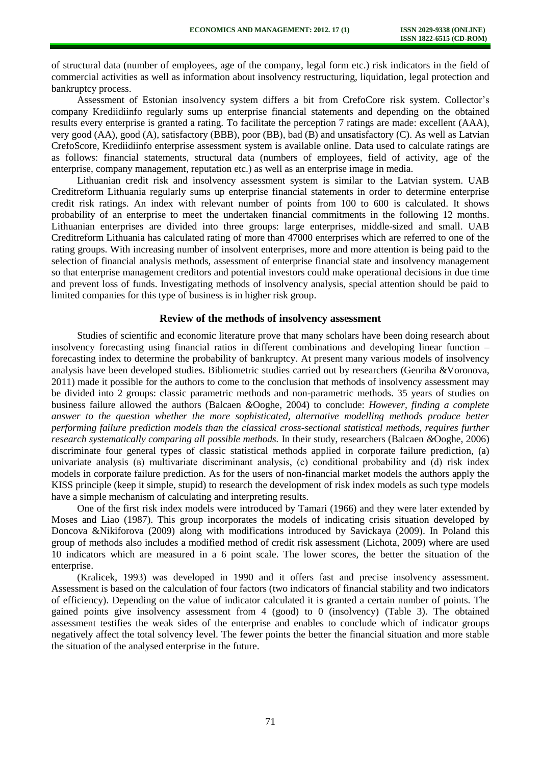of structural data (number of employees, age of the company, legal form etc.) risk indicators in the field of commercial activities as well as information about insolvency restructuring, liquidation, legal protection and bankruptcy process.

Assessment of Estonian insolvency system differs a bit from CrefoCore risk system. Collector's company Krediidiinfo regularly sums up enterprise financial statements and depending on the obtained results every enterprise is granted a rating. To facilitate the perception 7 ratings are made: excellent (AAA), very good (AA), good (A), satisfactory (BBB), poor (BB), bad (B) and unsatisfactory (C). As well as Latvian CrefoScore, Krediidiinfo enterprise assessment system is available online. Data used to calculate ratings are as follows: financial statements, structural data (numbers of employees, field of activity, age of the enterprise, company management, reputation etc.) as well as an enterprise image in media.

Lithuanian credit risk and insolvency assessment system is similar to the Latvian system. UAB Creditreform Lithuania regularly sums up enterprise financial statements in order to determine enterprise credit risk ratings. An index with relevant number of points from 100 to 600 is calculated. It shows probability of an enterprise to meet the undertaken financial commitments in the following 12 months. Lithuanian enterprises are divided into three groups: large enterprises, middle-sized and small. UAB Creditreform Lithuania has calculated rating of more than 47000 enterprises which are referred to one of the rating groups. With increasing number of insolvent enterprises, more and more attention is being paid to the selection of financial analysis methods, assessment of enterprise financial state and insolvency management so that enterprise management creditors and potential investors could make operational decisions in due time and prevent loss of funds. Investigating methods of insolvency analysis, special attention should be paid to limited companies for this type of business is in higher risk group.

## Review of the methods of insolvency assessment

Studies of scientific and economic literature prove that many scholars have been doing research about insolvency forecasting using financial ratios in different combinations and developing linear function – forecasting index to determine the probability of bankruptcy. At present many various models of insolvency analysis have been developed studies. Bibliometric studies carried out by researchers (Genriha &Voronova, 2011) made it possible for the authors to come to the conclusion that methods of insolvency assessment may be divided into 2 groups: classic parametric methods and non-parametric methods. 35 years of studies on business failure allowed the authors (Balcaen &Ooghe, 2004) to conclude: *However, finding a complete answer to the question whether the more sophisticated, alternative modelling methods produce better performing failure prediction models than the classical cross-sectional statistical methods, requires further research systematically comparing all possible methods.* In their study, researchers (Balcaen &Ooghe, 2006) discriminate four general types of classic statistical methods applied in corporate failure prediction, (a) univariate analysis (в) multivariate discriminant analysis, (c) conditional probability and (d) risk index models in corporate failure prediction. As for the users of non-financial market models the authors apply the KISS principle (keep it simple, stupid) to research the development of risk index models as such type models have a simple mechanism of calculating and interpreting results.

One of the first risk index models were introduced by Tamari (1966) and they were later extended by Moses and Liao (1987). This group incorporates the models of indicating crisis situation developed by Doncova &Nikiforova (2009) along with modifications introduced by Savickaya (2009). In Poland this group of methods also includes a modified method of credit risk assessment (Lichota, 2009) where are used 10 indicators which are measured in a 6 point scale. The lower scores, the better the situation of the enterprise.

(Kralicek, 1993) was developed in 1990 and it offers fast and precise insolvency assessment. Assessment is based on the calculation of four factors (two indicators of financial stability and two indicators of efficiency). Depending on the value of indicator calculated it is granted a certain number of points. The gained points give insolvency assessment from 4 (good) to 0 (insolvency) (Table 3). The obtained assessment testifies the weak sides of the enterprise and enables to conclude which of indicator groups negatively affect the total solvency level. The fewer points the better the financial situation and more stable the situation of the analysed enterprise in the future.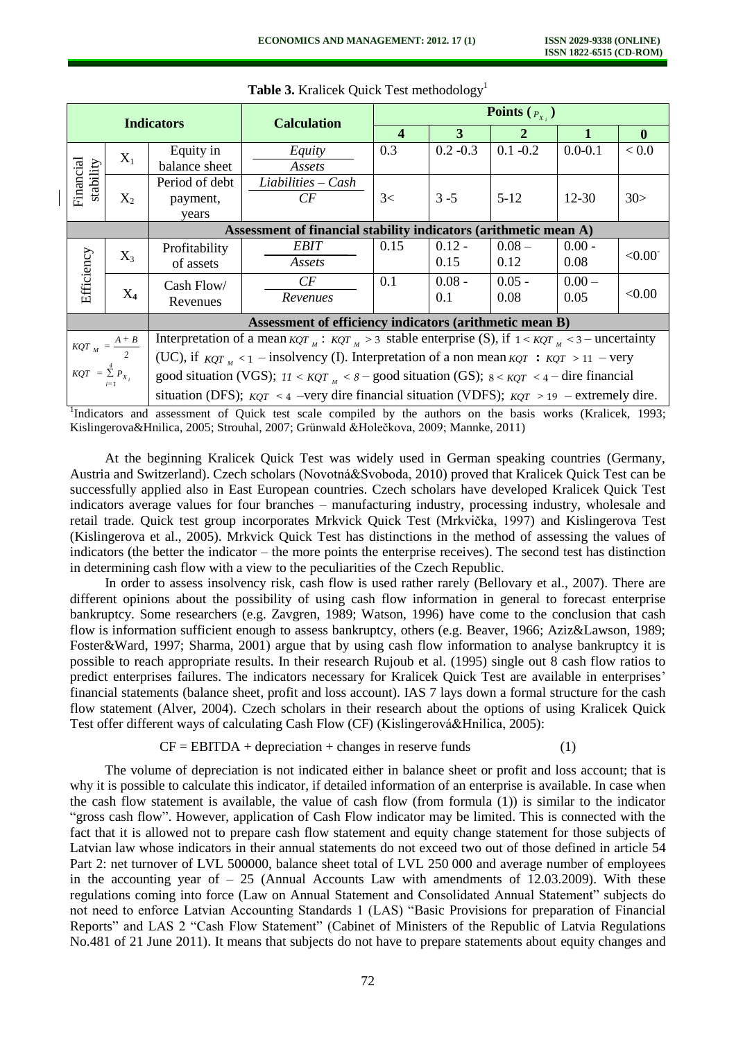**Table 3.** Kralicek Quick Test methodology[1]

| Indicators | | | Calculation | Points ($P_{X_i}$) | | | | |
|---|---|---|---|---|---|---|---|---|
| | | | | **4** | **3** | **2** | **1** | **0** |
| Financial stability | $X_1$ | Equity in balance sheet | $\frac{Equity}{Assets}$ | 0.3 | 0.2 -0.3 | 0.1 -0.2 | 0.0-0.1 | < 0.0 |
| | $X_2$ | Period of debt payment, years | $\frac{Liabilities - Cash}{CF}$ | 3< | 3 -5 | 5-12 | 12-30 | 30> |
| | | **Assessment of financial stability indicators (arithmetic mean A)** | | | | | | |
| Efficiency | $X_3$ | Profitability of assets | $\frac{EBIT}{Assets}$ | 0.15 | 0.12 - 0.15 | 0.08 – 0.12 | 0.00 - 0.08 | <0.00 |
| | $X_4$ | Cash Flow/ Revenues | $\frac{CF}{Revenues}$ | 0.1 | 0.08 - 0.1 | 0.05 - 0.08 | 0.00 – 0.05 | <0.00 |
| | | **Assessment of efficiency indicators (arithmetic mean B)** | | | | | | |
| $KQT_M = \frac{A+B}{2}$; $KQT = \sum_{i=1}^{4} P_{X_i}$ | | Interpretation of a mean $KQT_M$ : $KQT_M > 3$ stable enterprise (S), if $1 < KQT_M < 3$ – uncertainty (UC), if $KQT_M < 1$ – insolvency (I). Interpretation of a non mean $KQT$ **:** $KQT > 11$ – very good situation (VGS); $11 < KQT_M < 8$ – good situation (GS); $8 < KQT < 4$ – dire financial situation (DFS); $KQT < 4$ –very dire financial situation (VDFS); $KQT > 19$ – extremely dire. | | | | | | |

[1]Indicators and assessment of Quick test scale compiled by the authors on the basis works (Kralicek, 1993; Kislingerova&Hnilica, 2005; Strouhal, 2007; Grünwald &Holečkova, 2009; Mannke, 2011)

At the beginning Kralicek Quick Test was widely used in German speaking countries (Germany, Austria and Switzerland). Czech scholars (Novotná&Svoboda, 2010) proved that Kralicek Quick Test can be successfully applied also in East European countries. Czech scholars have developed Kralicek Quick Test indicators average values for four branches – manufacturing industry, processing industry, wholesale and retail trade. Quick test group incorporates Mrkvick Quick Test (Mrkvička, 1997) and Kislingerova Test (Kislingerova et al., 2005). Mrkvick Quick Test has distinctions in the method of assessing the values of indicators (the better the indicator – the more points the enterprise receives). The second test has distinction in determining cash flow with a view to the peculiarities of the Czech Republic.

In order to assess insolvency risk, cash flow is used rather rarely (Bellovary et al., 2007). There are different opinions about the possibility of using cash flow information in general to forecast enterprise bankruptcy. Some researchers (e.g. Zavgren, 1989; Watson, 1996) have come to the conclusion that cash flow is information sufficient enough to assess bankruptcy, others (e.g. Beaver, 1966; Aziz&Lawson, 1989; Foster&Ward, 1997; Sharma, 2001) argue that by using cash flow information to analyse bankruptcy it is possible to reach appropriate results. In their research Rujoub et al. (1995) single out 8 cash flow ratios to predict enterprises failures. The indicators necessary for Kralicek Quick Test are available in enterprises' financial statements (balance sheet, profit and loss account). IAS 7 lays down a formal structure for the cash flow statement (Alver, 2004). Czech scholars in their research about the options of using Kralicek Quick Test offer different ways of calculating Cash Flow (CF) (Kislingerová&Hnilica, 2005):

$$CF = EBITDA + depreciation + changes\ in\ reserve\ funds \qquad (1)$$

The volume of depreciation is not indicated either in balance sheet or profit and loss account; that is why it is possible to calculate this indicator, if detailed information of an enterprise is available. In case when the cash flow statement is available, the value of cash flow (from formula (1)) is similar to the indicator "gross cash flow". However, application of Cash Flow indicator may be limited. This is connected with the fact that it is allowed not to prepare cash flow statement and equity change statement for those subjects of Latvian law whose indicators in their annual statements do not exceed two out of those defined in article 54 Part 2: net turnover of LVL 500000, balance sheet total of LVL 250 000 and average number of employees in the accounting year of – 25 (Annual Accounts Law with amendments of 12.03.2009). With these regulations coming into force (Law on Annual Statement and Consolidated Annual Statement" subjects do not need to enforce Latvian Accounting Standards 1 (LAS) "Basic Provisions for preparation of Financial Reports" and LAS 2 "Cash Flow Statement" (Cabinet of Ministers of the Republic of Latvia Regulations No.481 of 21 June 2011). It means that subjects do not have to prepare statements about equity changes and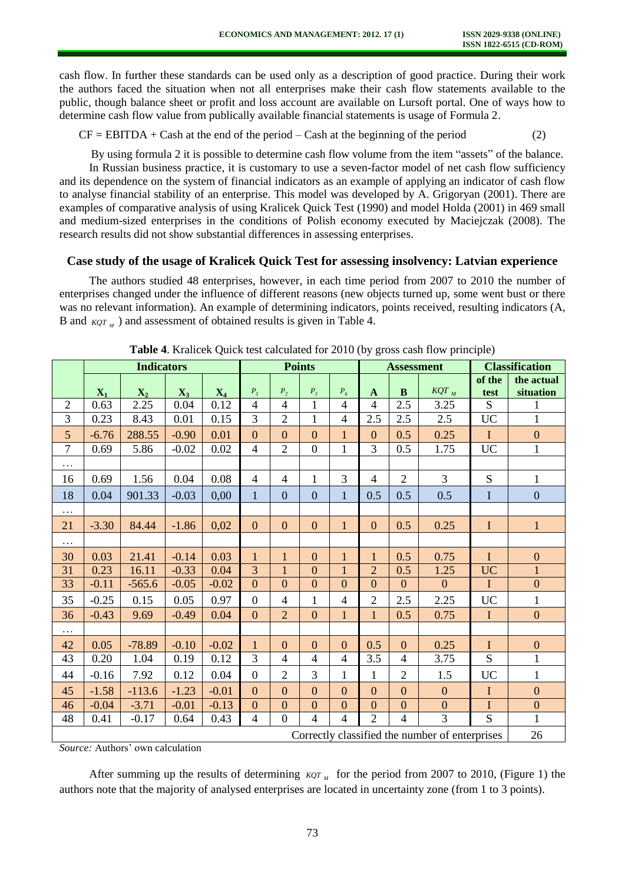cash flow. In further these standards can be used only as a description of good practice. During their work the authors faced the situation when not all enterprises make their cash flow statements available to the public, though balance sheet or profit and loss account are available on Lursoft portal. One of ways how to determine cash flow value from publically available financial statements is usage of Formula 2.

$$CF = EBITDA + \text{Cash at the end of the period} – \text{Cash at the beginning of the period} \quad (2)$$

By using formula 2 it is possible to determine cash flow volume from the item "assets" of the balance.

In Russian business practice, it is customary to use a seven-factor model of net cash flow sufficiency and its dependence on the system of financial indicators as an example of applying an indicator of cash flow to analyse financial stability of an enterprise. This model was developed by A. Grigoryan (2001). There are examples of comparative analysis of using Kralicek Quick Test (1990) and model Holda (2001) in 469 small and medium-sized enterprises in the conditions of Polish economy executed by Maciejczak (2008). The research results did not show substantial differences in assessing enterprises.

### Case study of the usage of Kralicek Quick Test for assessing insolvency: Latvian experience

The authors studied 48 enterprises, however, in each time period from 2007 to 2010 the number of enterprises changed under the influence of different reasons (new objects turned up, some went bust or there was no relevant information). An example of determining indicators, points received, resulting indicators (A, B and $KQT_M$) and assessment of obtained results is given in Table 4.

**Table 4**. Kralicek Quick test calculated for 2010 (by gross cash flow principle)

| | **Indicators** | | | | **Points** | | | | **Assessment** | | | **Classification** | |
|---|---|---|---|---|---|---|---|---|---|---|---|---|---|
| | $X_1$ | $X_2$ | $X_3$ | $X_4$ | $P_1$ | $P_2$ | $P_3$ | $P_4$ | **A** | **B** | $KQT_M$ | **of the test** | **the actual situation** |
| 2 | 0.63 | 2.25 | 0.04 | 0.12 | 4 | 4 | 1 | 4 | 4 | 2.5 | 3.25 | S | 1 |
| 3 | 0.23 | 8.43 | 0.01 | 0.15 | 3 | 2 | 1 | 4 | 2.5 | 2.5 | 2.5 | UC | 1 |
| 5 | -6.76 | 288.55 | -0.90 | 0.01 | 0 | 0 | 0 | 1 | 0 | 0.5 | 0.25 | I | 0 |
| 7 | 0.69 | 5.86 | -0.02 | 0.02 | 4 | 2 | 0 | 1 | 3 | 0.5 | 1.75 | UC | 1 |
| … | | | | | | | | | | | | | |
| 16 | 0.69 | 1.56 | 0.04 | 0.08 | 4 | 4 | 1 | 3 | 4 | 2 | 3 | S | 1 |
| 18 | 0.04 | 901.33 | -0.03 | 0,00 | 1 | 0 | 0 | 1 | 0.5 | 0.5 | 0.5 | I | 0 |
| … | | | | | | | | | | | | | |
| 21 | -3.30 | 84.44 | -1.86 | 0,02 | 0 | 0 | 0 | 1 | 0 | 0.5 | 0.25 | I | 1 |
| … | | | | | | | | | | | | | |
| 30 | 0.03 | 21.41 | -0.14 | 0.03 | 1 | 1 | 0 | 1 | 1 | 0.5 | 0.75 | I | 0 |
| 31 | 0.23 | 16.11 | -0.33 | 0.04 | 3 | 1 | 0 | 1 | 2 | 0.5 | 1.25 | UC | 1 |
| 33 | -0.11 | -565.6 | -0.05 | -0.02 | 0 | 0 | 0 | 0 | 0 | 0 | 0 | I | 0 |
| 35 | -0.25 | 0.15 | 0.05 | 0.97 | 0 | 4 | 1 | 4 | 2 | 2.5 | 2.25 | UC | 1 |
| 36 | -0.43 | 9.69 | -0.49 | 0.04 | 0 | 2 | 0 | 1 | 1 | 0.5 | 0.75 | I | 0 |
| … | | | | | | | | | | | | | |
| 42 | 0.05 | -78.89 | -0.10 | -0.02 | 1 | 0 | 0 | 0 | 0.5 | 0 | 0.25 | I | 0 |
| 43 | 0.20 | 1.04 | 0.19 | 0.12 | 3 | 4 | 4 | 4 | 3.5 | 4 | 3.75 | S | 1 |
| 44 | -0.16 | 7.92 | 0.12 | 0.04 | 0 | 2 | 3 | 1 | 1 | 2 | 1.5 | UC | 1 |
| 45 | -1.58 | -113.6 | -1.23 | -0.01 | 0 | 0 | 0 | 0 | 0 | 0 | 0 | I | 0 |
| 46 | -0.04 | -3.71 | -0.01 | -0.13 | 0 | 0 | 0 | 0 | 0 | 0 | 0 | I | 0 |
| 48 | 0.41 | -0.17 | 0.64 | 0.43 | 4 | 0 | 4 | 4 | 2 | 4 | 3 | S | 1 |
| Correctly classified the number of enterprises | | | | | | | | | | | | | 26 |

*Source:* Authors' own calculation

After summing up the results of determining $KQT_M$ for the period from 2007 to 2010, (Figure 1) the authors note that the majority of analysed enterprises are located in uncertainty zone (from 1 to 3 points).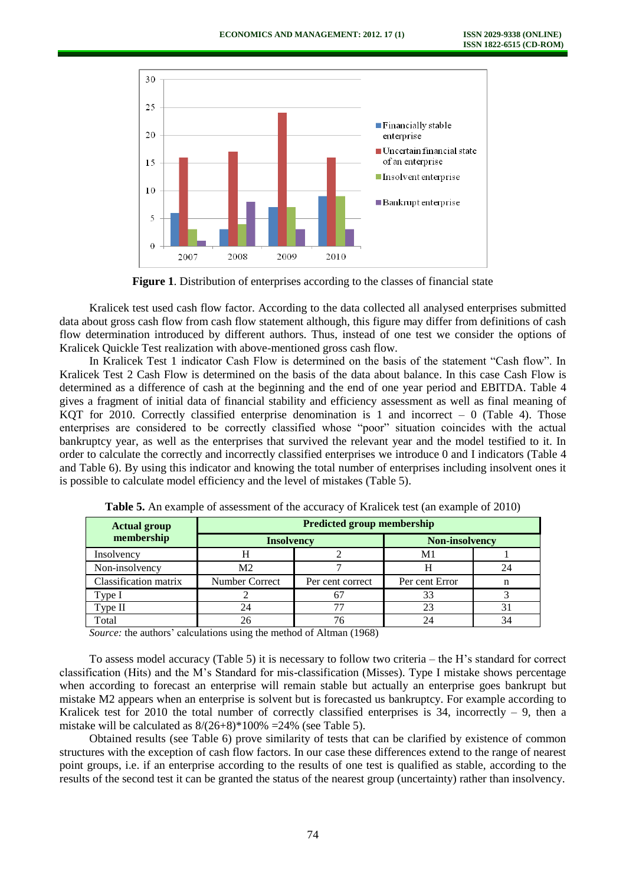**Figure 1**. Distribution of enterprises according to the classes of financial state

Kralicek test used cash flow factor. According to the data collected all analysed enterprises submitted data about gross cash flow from cash flow statement although, this figure may differ from definitions of cash flow determination introduced by different authors. Thus, instead of one test we consider the options of Kralicek Quickle Test realization with above-mentioned gross cash flow.

In Kralicek Test 1 indicator Cash Flow is determined on the basis of the statement "Cash flow". In Kralicek Test 2 Cash Flow is determined on the basis of the data about balance. In this case Cash Flow is determined as a difference of cash at the beginning and the end of one year period and EBITDA. Table 4 gives a fragment of initial data of financial stability and efficiency assessment as well as final meaning of KQT for 2010. Correctly classified enterprise denomination is 1 and incorrect – 0 (Table 4). Those enterprises are considered to be correctly classified whose "poor" situation coincides with the actual bankruptcy year, as well as the enterprises that survived the relevant year and the model testified to it. In order to calculate the correctly and incorrectly classified enterprises we introduce 0 and I indicators (Table 4 and Table 6). By using this indicator and knowing the total number of enterprises including insolvent ones it is possible to calculate model efficiency and the level of mistakes (Table 5).

**Table 5.** An example of assessment of the accuracy of Kralicek test (an example of 2010)

| Actual group membership | Predicted group membership | | | |
|---|---|---|---|---|
| | Insolvency | | Non-insolvency | |
| Insolvency | H | 2 | M1 | 1 |
| Non-insolvency | M2 | 7 | H | 24 |
| Classification matrix | Number Correct | Per cent correct | Per cent Error | n |
| Type I | 2 | 67 | 33 | 3 |
| Type II | 24 | 77 | 23 | 31 |
| Total | 26 | 76 | 24 | 34 |

*Source:* the authors' calculations using the method of Altman (1968)

To assess model accuracy (Table 5) it is necessary to follow two criteria – the H's standard for correct classification (Hits) and the M's Standard for mis-classification (Misses). Type I mistake shows percentage when according to forecast an enterprise will remain stable but actually an enterprise goes bankrupt but mistake M2 appears when an enterprise is solvent but is forecasted us bankruptcy. For example according to Kralicek test for 2010 the total number of correctly classified enterprises is 34, incorrectly – 9, then a mistake will be calculated as 8/(26+8)*100% =24% (see Table 5).

Obtained results (see Table 6) prove similarity of tests that can be clarified by existence of common structures with the exception of cash flow factors. In our case these differences extend to the range of nearest point groups, i.e. if an enterprise according to the results of one test is qualified as stable, according to the results of the second test it can be granted the status of the nearest group (uncertainty) rather than insolvency.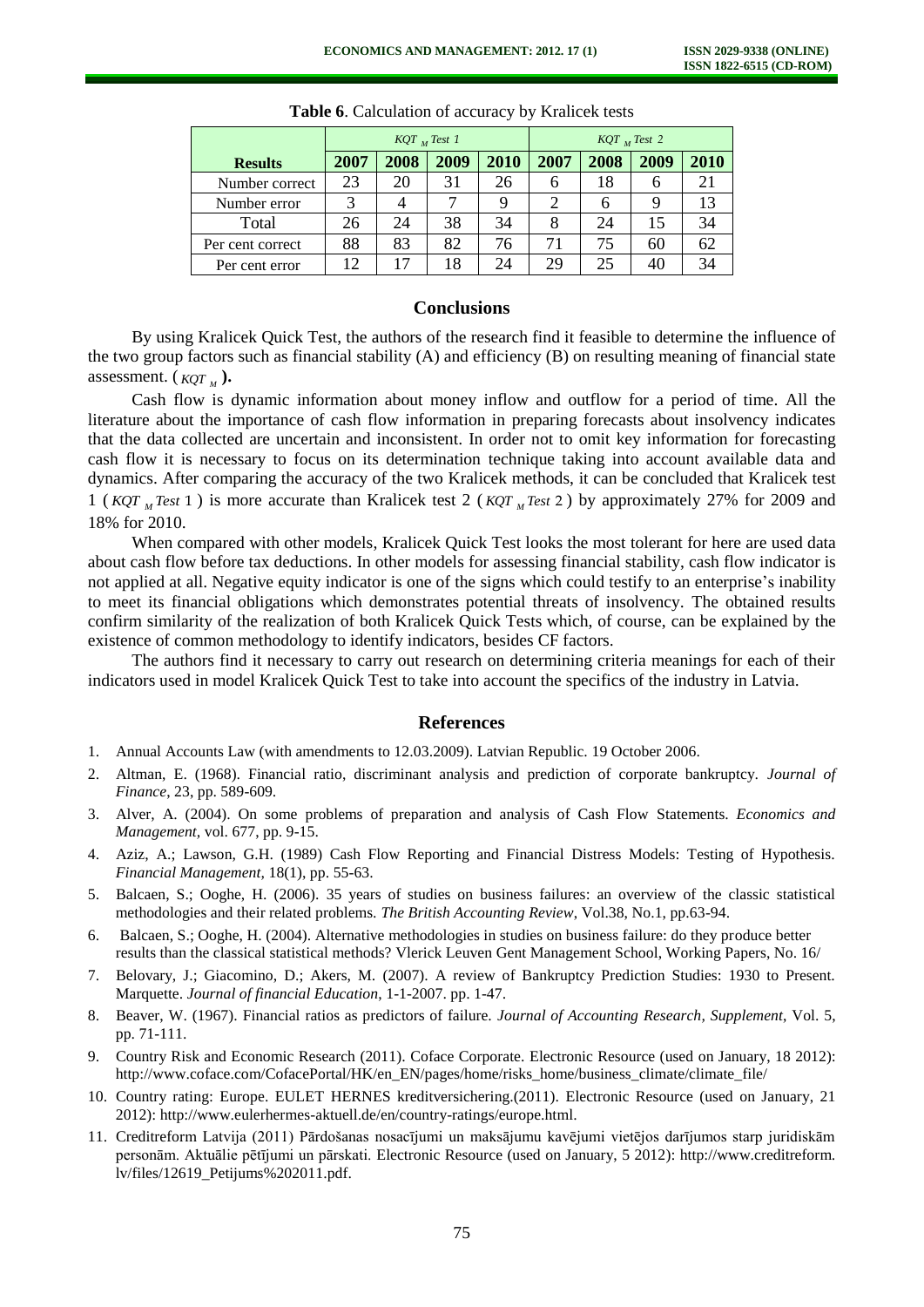**Table 6**. Calculation of accuracy by Kralicek tests

| | $KQT_M$ *Test 1* | | | | $KQT_M$ *Test 2* | | | |
|---|---|---|---|---|---|---|---|---|
| **Results** | **2007** | **2008** | **2009** | **2010** | **2007** | **2008** | **2009** | **2010** |
| Number correct | 23 | 20 | 31 | 26 | 6 | 18 | 6 | 21 |
| Number error | 3 | 4 | 7 | 9 | 2 | 6 | 9 | 13 |
| Total | 26 | 24 | 38 | 34 | 8 | 24 | 15 | 34 |
| Per cent correct | 88 | 83 | 82 | 76 | 71 | 75 | 60 | 62 |
| Per cent error | 12 | 17 | 18 | 24 | 29 | 25 | 40 | 34 |

## Conclusions

By using Kralicek Quick Test, the authors of the research find it feasible to determine the influence of the two group factors such as financial stability (A) and efficiency (B) on resulting meaning of financial state assessment. ($KQT_M$**).**

Cash flow is dynamic information about money inflow and outflow for a period of time. All the literature about the importance of cash flow information in preparing forecasts about insolvency indicates that the data collected are uncertain and inconsistent. In order not to omit key information for forecasting cash flow it is necessary to focus on its determination technique taking into account available data and dynamics. After comparing the accuracy of the two Kralicek methods, it can be concluded that Kralicek test 1 ($KQT_M\,Test\,1$) is more accurate than Kralicek test 2 ($KQT_M\,Test\,2$) by approximately 27% for 2009 and 18% for 2010.

When compared with other models, Kralicek Quick Test looks the most tolerant for here are used data about cash flow before tax deductions. In other models for assessing financial stability, cash flow indicator is not applied at all. Negative equity indicator is one of the signs which could testify to an enterprise's inability to meet its financial obligations which demonstrates potential threats of insolvency. The obtained results confirm similarity of the realization of both Kralicek Quick Tests which, of course, can be explained by the existence of common methodology to identify indicators, besides CF factors.

The authors find it necessary to carry out research on determining criteria meanings for each of their indicators used in model Kralicek Quick Test to take into account the specifics of the industry in Latvia.

## References

1. Annual Accounts Law (with amendments to 12.03.2009). Latvian Republic. 19 October 2006.
2. Altman, E. (1968). Financial ratio, discriminant analysis and prediction of corporate bankruptcy. *Journal of Finance*, 23, pp. 589-609.
3. Alver, A. (2004). On some problems of preparation and analysis of Cash Flow Statements. *Economics and Management,* vol. 677, pp. 9-15.
4. Aziz, A.; Lawson, G.H. (1989) Cash Flow Reporting and Financial Distress Models: Testing of Hypothesis. *Financial Management,* 18(1), pp. 55-63.
5. Balcaen, S.; Ooghe, H. (2006). 35 years of studies on business failures: an overview of the classic statistical methodologies and their related problems. *The British Accounting Review,* Vol.38, No.1, pp.63-94.
6. Balcaen, S.; Ooghe, H. (2004). Alternative methodologies in studies on business failure: do they produce better results than the classical statistical methods? Vlerick Leuven Gent Management School, Working Papers, No. 16/
7. Belovary, J.; Giacomino, D.; Akers, M. (2007). A review of Bankruptcy Prediction Studies: 1930 to Present. Marquette. *Journal of financial Education,* 1-1-2007. pp. 1-47.
8. Beaver, W. (1967). Financial ratios as predictors of failure. *Journal of Accounting Research, Supplement*, Vol. 5, pp. 71-111.
9. Country Risk and Economic Research (2011). Coface Corporate. Electronic Resource (used on January, 18 2012): http://www.coface.com/CofacePortal/HK/en_EN/pages/home/risks_home/business_climate/climate_file/
10. Country rating: Europe. EULET HERNES kreditversichering.(2011). Electronic Resource (used on January, 21 2012): http://www.eulerhermes-aktuell.de/en/country-ratings/europe.html.
11. Creditreform Latvija (2011) Pārdošanas nosacījumi un maksājumu kavējumi vietējos darījumos starp juridiskām personām. Aktuālie pētījumi un pārskati. Electronic Resource (used on January, 5 2012): http://www.creditreform.lv/files/12619_Petijums%202011.pdf.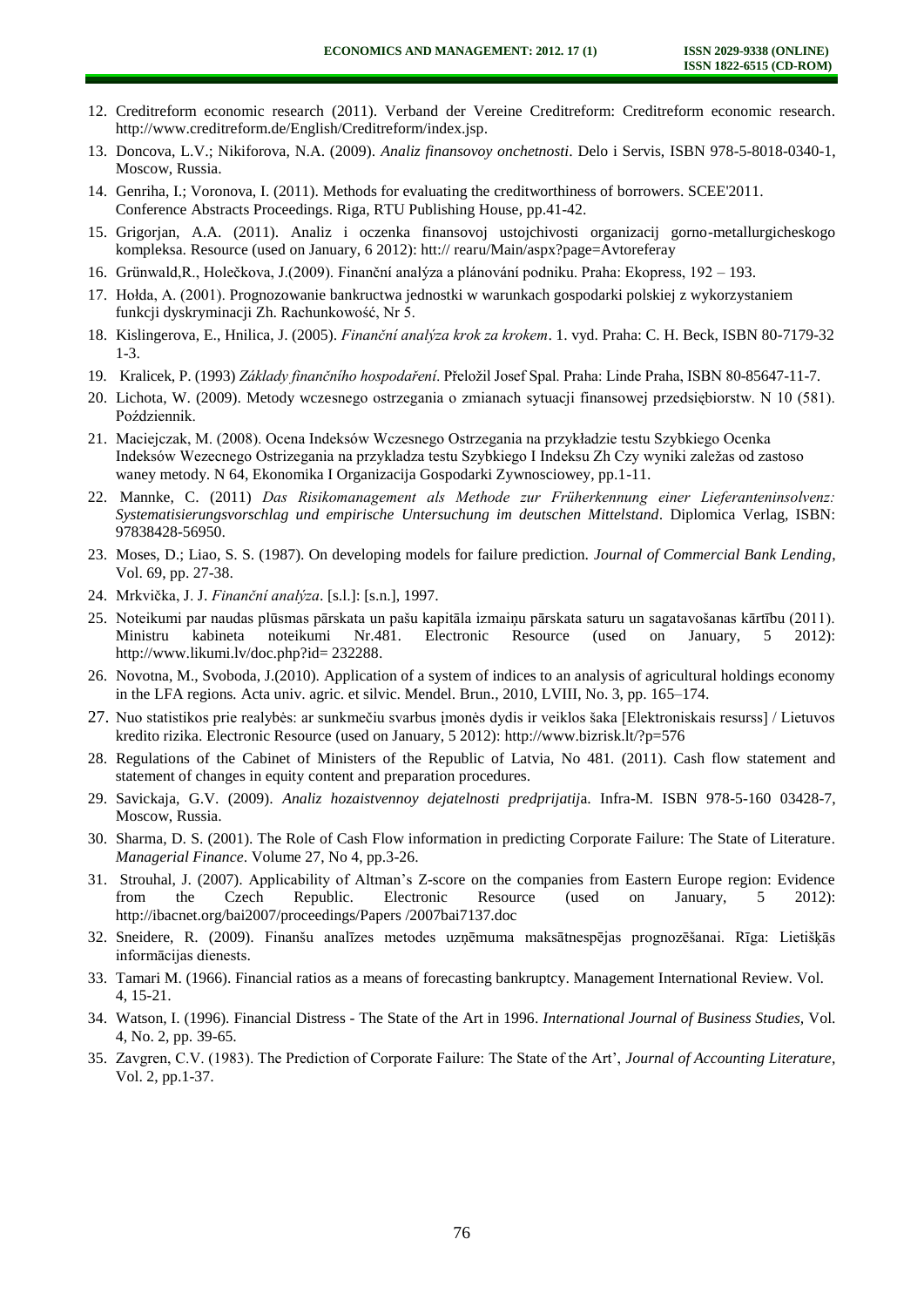12. Creditreform economic research (2011). Verband der Vereine Creditreform: Creditreform economic research. http://www.creditreform.de/English/Creditreform/index.jsp.
13. Doncova, L.V.; Nikiforova, N.A. (2009). *Analiz finansovoy onchetnosti*. Delo i Servis, ISBN 978-5-8018-0340-1, Moscow, Russia.
14. Genriha, I.; Voronova, I. (2011). Methods for evaluating the creditworthiness of borrowers. SCEE'2011. Conference Abstracts Proceedings. Riga, RTU Publishing House, pp.41-42.
15. Grigorjan, A.A. (2011). Analiz i oczenka finansovoj ustojchivosti organizacij gorno-metallurgicheskogo kompleksa. Resource (used on January, 6 2012): htt:// rearu/Main/aspx?page=Avtoreferay
16. Grünwald,R., Holečkova, J.(2009). Finanční analýza a plánování podniku. Praha: Ekopress, 192 – 193.
17. Hołda, A. (2001). Prognozowanie bankructwa jednostki w warunkach gospodarki polskiej z wykorzystaniem funkcji dyskryminacji Zh. Rachunkowość, Nr 5.
18. Kislingerova, E., Hnilica, J. (2005). *Finanční analýza krok za krokem*. 1. vyd. Praha: C. H. Beck, ISBN 80-7179-32 1-3.
19. Kralicek, P. (1993) *Základy finančního hospodaření*. Přeložil Josef Spal. Praha: Linde Praha, ISBN 80-85647-11-7.
20. Lichota, W. (2009). Metody wczesnego ostrzegania o zmianach sytuacji finansowej przedsiębiorstw. N 10 (581). Poździennik.
21. Maciejczak, M. (2008). Ocena Indeksów Wczesnego Ostrzegania na przykładzie testu Szybkiego Ocenka Indeksów Wezecnego Ostrizegania na przykladza testu Szybkiego I Indeksu Zh Czy wyniki zależas od zastoso waney metody. N 64, Ekonomika I Organizacija Gospodarki Zywnosciowey, pp.1-11.
22. Mannke, C. (2011) *Das Risikomanagement als Methode zur Früherkennung einer Lieferanteninsolvenz: Systematisierungsvorschlag und empirische Untersuchung im deutschen Mittelstand*. Diplomica Verlag, ISBN: 97838428-56950.
23. Moses, D.; Liao, S. S. (1987). On developing models for failure prediction. *Journal of Commercial Bank Lending*, Vol. 69, pp. 27-38.
24. Mrkvička, J. J. *Finanční analýza*. [s.l.]: [s.n.], 1997.
25. Noteikumi par naudas plūsmas pārskata un pašu kapitāla izmaiņu pārskata saturu un sagatavošanas kārtību (2011). Ministru kabineta noteikumi Nr.481. Electronic Resource (used on January, 5 2012): http://www.likumi.lv/doc.php?id= 232288.
26. Novotna, M., Svoboda, J.(2010). Application of a system of indices to an analysis of agricultural holdings economy in the LFA regions. Acta univ. agric. et silvic. Mendel. Brun., 2010, LVIII, No. 3, pp. 165–174.
27. Nuo statistikos prie realybės: ar sunkmečiu svarbus įmonės dydis ir veiklos šaka [Elektroniskais resurss] / Lietuvos kredito rizika. Electronic Resource (used on January, 5 2012): http://www.bizrisk.lt/?p=576
28. Regulations of the Cabinet of Ministers of the Republic of Latvia, No 481. (2011). Cash flow statement and statement of changes in equity content and preparation procedures.
29. Savickaja, G.V. (2009). *Analiz hozaistvennoy dejatelnosti predprijatij*a. Infra-M. ISBN 978-5-160 03428-7, Moscow, Russia.
30. Sharma, D. S. (2001). The Role of Cash Flow information in predicting Corporate Failure: The State of Literature. *Managerial Finance*. Volume 27, No 4, pp.3-26.
31. Strouhal, J. (2007). Applicability of Altman's Z-score on the companies from Eastern Europe region: Evidence from the Czech Republic. Electronic Resource (used on January, 5 2012): http://ibacnet.org/bai2007/proceedings/Papers /2007bai7137.doc
32. Sneidere, R. (2009). Finanšu analīzes metodes uzņēmuma maksātnespējas prognozēšanai. Rīga: Lietišķās informācijas dienests.
33. Tamari M. (1966). Financial ratios as a means of forecasting bankruptcy. Management International Review. Vol. 4, 15-21.
34. Watson, I. (1996). Financial Distress - The State of the Art in 1996. *International Journal of Business Studies*, Vol. 4, No. 2, pp. 39-65.
35. Zavgren, C.V. (1983). The Prediction of Corporate Failure: The State of the Art', *Journal of Accounting Literature*, Vol. 2, pp.1-37.